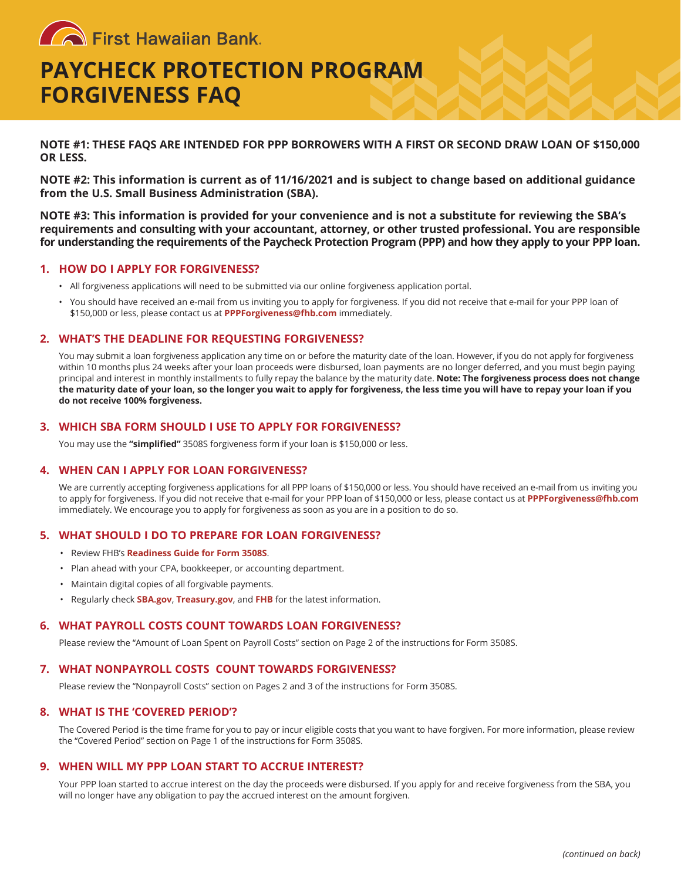First Hawaiian Bank.

# PAYCHECK PROTECTION PROGRAM FORGIVENESS FAQ

**NOTE #1: THESE FAQS ARE INTENDED FOR PPP BORROWERS WITH A FIRST OR SECOND DRAW LOAN OF $150,000 OR LESS.**

**NOTE #2: This information is current as of 11/16/2021 and is subject to change based on additional guidance from the U.S. Small Business Administration (SBA).**

**NOTE #3: This information is provided for your convenience and is not a substitute for reviewing the SBA's requirements and consulting with your accountant, attorney, or other trusted professional. You are responsible for understanding the requirements of the Paycheck Protection Program (PPP) and how they apply to your PPP loan.**

## 1. HOW DO I APPLY FOR FORGIVENESS?

- All forgiveness applications will need to be submitted via our online forgiveness application portal.
- You should have received an e-mail from us inviting you to apply for forgiveness. If you did not receive that e-mail for your PPP loan of $150,000 or less, please contact us at **PPPForgiveness@fhb.com** immediately.

## 2. WHAT'S THE DEADLINE FOR REQUESTING FORGIVENESS?

You may submit a loan forgiveness application any time on or before the maturity date of the loan. However, if you do not apply for forgiveness within 10 months plus 24 weeks after your loan proceeds were disbursed, loan payments are no longer deferred, and you must begin paying principal and interest in monthly installments to fully repay the balance by the maturity date. **Note: The forgiveness process does not change the maturity date of your loan, so the longer you wait to apply for forgiveness, the less time you will have to repay your loan if you do not receive 100% forgiveness.**

## 3. WHICH SBA FORM SHOULD I USE TO APPLY FOR FORGIVENESS?

You may use the **"simplified"** 3508S forgiveness form if your loan is $150,000 or less.

## 4. WHEN CAN I APPLY FOR LOAN FORGIVENESS?

We are currently accepting forgiveness applications for all PPP loans of $150,000 or less. You should have received an e-mail from us inviting you to apply for forgiveness. If you did not receive that e-mail for your PPP loan of $150,000 or less, please contact us at **PPPForgiveness@fhb.com** immediately. We encourage you to apply for forgiveness as soon as you are in a position to do so.

## 5. WHAT SHOULD I DO TO PREPARE FOR LOAN FORGIVENESS?

- Review FHB's **Readiness Guide for Form 3508S**.
- Plan ahead with your CPA, bookkeeper, or accounting department.
- Maintain digital copies of all forgivable payments.
- Regularly check **SBA.gov**, **Treasury.gov**, and **FHB** for the latest information.

## 6. WHAT PAYROLL COSTS COUNT TOWARDS LOAN FORGIVENESS?

Please review the "Amount of Loan Spent on Payroll Costs" section on Page 2 of the instructions for Form 3508S.

## 7. WHAT NONPAYROLL COSTS COUNT TOWARDS FORGIVENESS?

Please review the "Nonpayroll Costs" section on Pages 2 and 3 of the instructions for Form 3508S.

## 8. WHAT IS THE 'COVERED PERIOD'?

The Covered Period is the time frame for you to pay or incur eligible costs that you want to have forgiven. For more information, please review the "Covered Period" section on Page 1 of the instructions for Form 3508S.

## 9. WHEN WILL MY PPP LOAN START TO ACCRUE INTEREST?

Your PPP loan started to accrue interest on the day the proceeds were disbursed. If you apply for and receive forgiveness from the SBA, you will no longer have any obligation to pay the accrued interest on the amount forgiven.

*(continued on back)*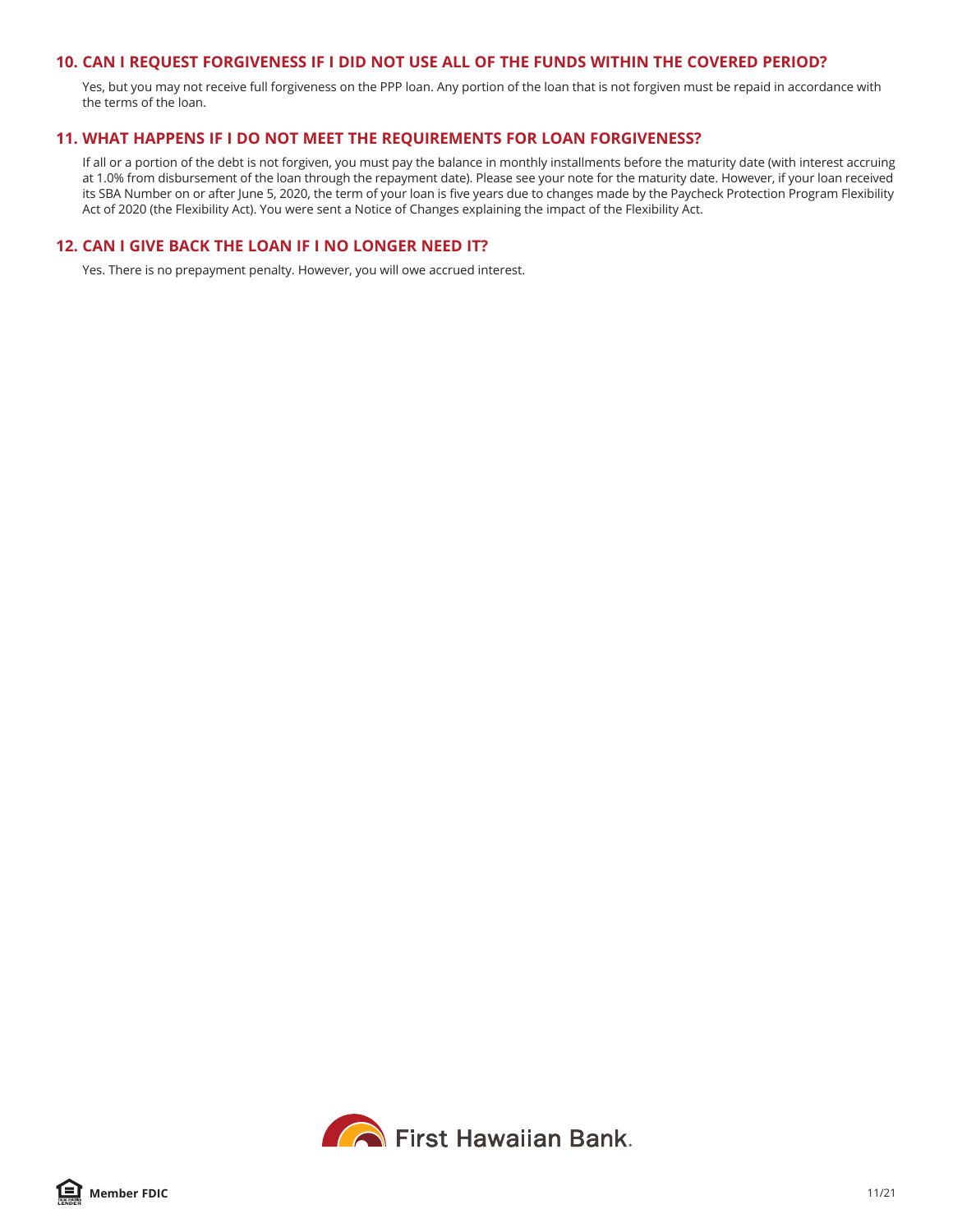## 10. CAN I REQUEST FORGIVENESS IF I DID NOT USE ALL OF THE FUNDS WITHIN THE COVERED PERIOD?

Yes, but you may not receive full forgiveness on the PPP loan. Any portion of the loan that is not forgiven must be repaid in accordance with the terms of the loan.

## 11. WHAT HAPPENS IF I DO NOT MEET THE REQUIREMENTS FOR LOAN FORGIVENESS?

If all or a portion of the debt is not forgiven, you must pay the balance in monthly installments before the maturity date (with interest accruing at 1.0% from disbursement of the loan through the repayment date). Please see your note for the maturity date. However, if your loan received its SBA Number on or after June 5, 2020, the term of your loan is five years due to changes made by the Paycheck Protection Program Flexibility Act of 2020 (the Flexibility Act). You were sent a Notice of Changes explaining the impact of the Flexibility Act.

## 12. CAN I GIVE BACK THE LOAN IF I NO LONGER NEED IT?

Yes. There is no prepayment penalty. However, you will owe accrued interest.

First Hawaiian Bank.

Member FDIC

11/21